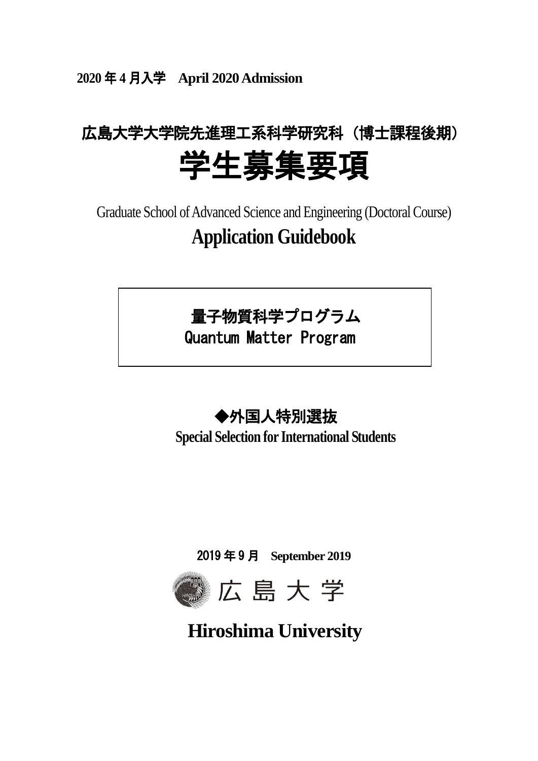**2020 年 4 月入学　April 2020 Admission**

# 広島大学大学院先進理工系科学研究科（博士課程後期）

# 学生募集要項

Graduate School of Advanced Science and Engineering (Doctoral Course)

# Application Guidebook

**量子物質科学プログラム**

**Quantum Matter Program**

**◆外国人特別選抜**

**Special Selection for International Students**

2019 年 9 月　**September 2019**

広島大学

**Hiroshima University**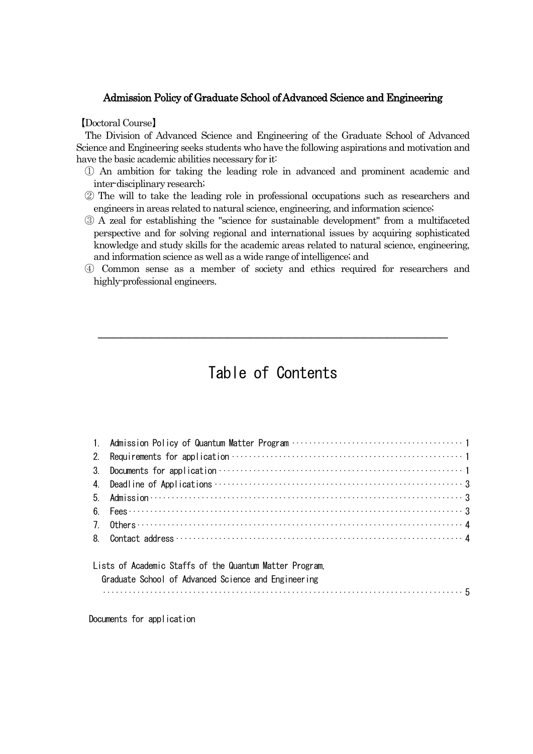## Admission Policy of Graduate School of Advanced Science and Engineering

【Doctoral Course】

The Division of Advanced Science and Engineering of the Graduate School of Advanced Science and Engineering seeks students who have the following aspirations and motivation and have the basic academic abilities necessary for it:

① An ambition for taking the leading role in advanced and prominent academic and inter-disciplinary research;

② The will to take the leading role in professional occupations such as researchers and engineers in areas related to natural science, engineering, and information science;

③ A zeal for establishing the "science for sustainable development" from a multifaceted perspective and for solving regional and international issues by acquiring sophisticated knowledge and study skills for the academic areas related to natural science, engineering, and information science as well as a wide range of intelligence; and

④ Common sense as a member of society and ethics required for researchers and highly-professional engineers.

---

# Table of Contents

1. Admission Policy of Quantum Matter Program ········· 1
2. Requirements for application ········· 1
3. Documents for application ········· 1
4. Deadline of Applications ········· 3
5. Admission ········· 3
6. Fees ········· 3
7. Others ········· 4
8. Contact address ········· 4

Lists of Academic Staffs of the Quantum Matter Program, Graduate School of Advanced Science and Engineering ········· 5

Documents for application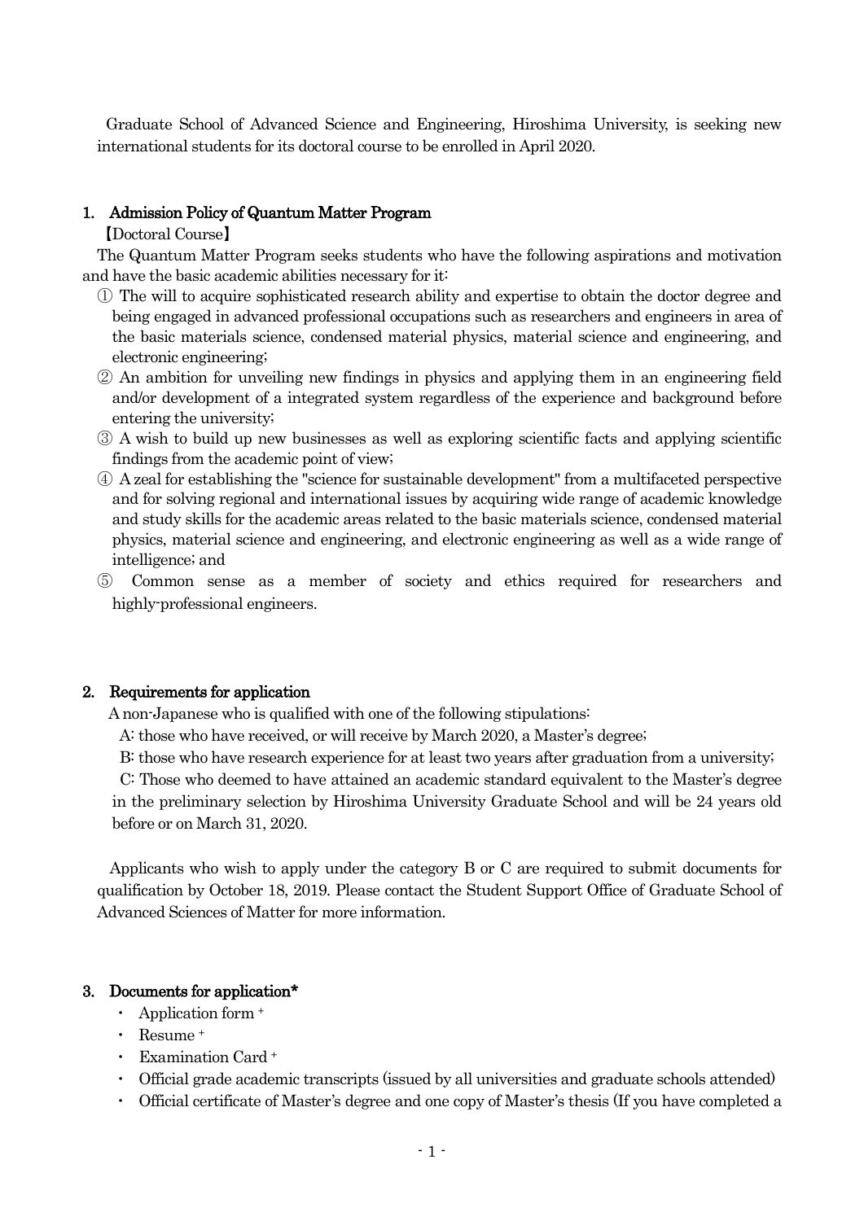Graduate School of Advanced Science and Engineering, Hiroshima University, is seeking new international students for its doctoral course to be enrolled in April 2020.

## 1. Admission Policy of Quantum Matter Program

【Doctoral Course】

The Quantum Matter Program seeks students who have the following aspirations and motivation and have the basic academic abilities necessary for it:

① The will to acquire sophisticated research ability and expertise to obtain the doctor degree and being engaged in advanced professional occupations such as researchers and engineers in area of the basic materials science, condensed material physics, material science and engineering, and electronic engineering;

② An ambition for unveiling new findings in physics and applying them in an engineering field and/or development of a integrated system regardless of the experience and background before entering the university;

③ A wish to build up new businesses as well as exploring scientific facts and applying scientific findings from the academic point of view;

④ A zeal for establishing the "science for sustainable development" from a multifaceted perspective and for solving regional and international issues by acquiring wide range of academic knowledge and study skills for the academic areas related to the basic materials science, condensed material physics, material science and engineering, and electronic engineering as well as a wide range of intelligence; and

⑤ Common sense as a member of society and ethics required for researchers and highly-professional engineers.

## 2. Requirements for application

A non-Japanese who is qualified with one of the following stipulations:

A: those who have received, or will receive by March 2020, a Master's degree;

B: those who have research experience for at least two years after graduation from a university;

C: Those who deemed to have attained an academic standard equivalent to the Master's degree in the preliminary selection by Hiroshima University Graduate School and will be 24 years old before or on March 31, 2020.

Applicants who wish to apply under the category B or C are required to submit documents for qualification by October 18, 2019. Please contact the Student Support Office of Graduate School of Advanced Sciences of Matter for more information.

## 3. Documents for application*

- Application form +
- Resume +
- Examination Card +
- Official grade academic transcripts (issued by all universities and graduate schools attended)
- Official certificate of Master's degree and one copy of Master's thesis (If you have completed a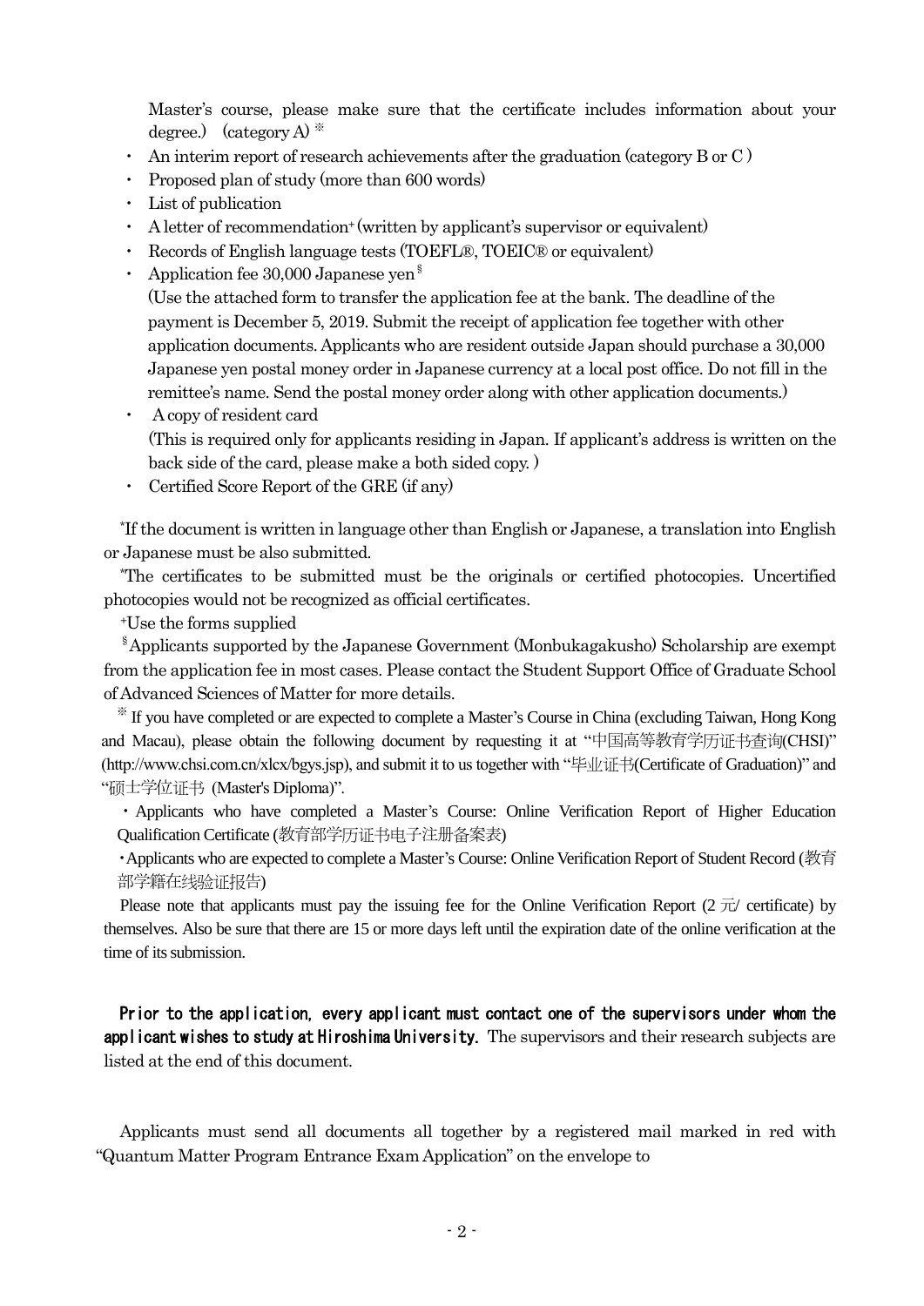Master's course, please make sure that the certificate includes information about your degree.) (category A) ※

- An interim report of research achievements after the graduation (category B or C)
- Proposed plan of study (more than 600 words)
- List of publication
- A letter of recommendation+ (written by applicant's supervisor or equivalent)
- Records of English language tests (TOEFL®, TOEIC® or equivalent)
- Application fee 30,000 Japanese yen §
  (Use the attached form to transfer the application fee at the bank. The deadline of the payment is December 5, 2019. Submit the receipt of application fee together with other application documents. Applicants who are resident outside Japan should purchase a 30,000 Japanese yen postal money order in Japanese currency at a local post office. Do not fill in the remittee's name. Send the postal money order along with other application documents.)
- A copy of resident card
  (This is required only for applicants residing in Japan. If applicant's address is written on the back side of the card, please make a both sided copy.)
- Certified Score Report of the GRE (if any)

*If the document is written in language other than English or Japanese, a translation into English or Japanese must be also submitted.

"The certificates to be submitted must be the originals or certified photocopies. Uncertified photocopies would not be recognized as official certificates.

+Use the forms supplied

§Applicants supported by the Japanese Government (Monbukagakusho) Scholarship are exempt from the application fee in most cases. Please contact the Student Support Office of Graduate School of Advanced Sciences of Matter for more details.

※ If you have completed or are expected to complete a Master's Course in China (excluding Taiwan, Hong Kong and Macau), please obtain the following document by requesting it at "中国高等教育学历证书查询(CHSI)" (http://www.chsi.com.cn/xlcx/bgys.jsp), and submit it to us together with "毕业证书(Certificate of Graduation)" and "硕士学位证书 (Master's Diploma)".

・Applicants who have completed a Master's Course: Online Verification Report of Higher Education Qualification Certificate (教育部学历证书电子注册备案表)

・Applicants who are expected to complete a Master's Course: Online Verification Report of Student Record (教育部学籍在线验证报告)

Please note that applicants must pay the issuing fee for the Online Verification Report (2 元/ certificate) by themselves. Also be sure that there are 15 or more days left until the expiration date of the online verification at the time of its submission.

**Prior to the application, every applicant must contact one of the supervisors under whom the applicant wishes to study at Hiroshima University.** The supervisors and their research subjects are listed at the end of this document.

Applicants must send all documents all together by a registered mail marked in red with "Quantum Matter Program Entrance Exam Application" on the envelope to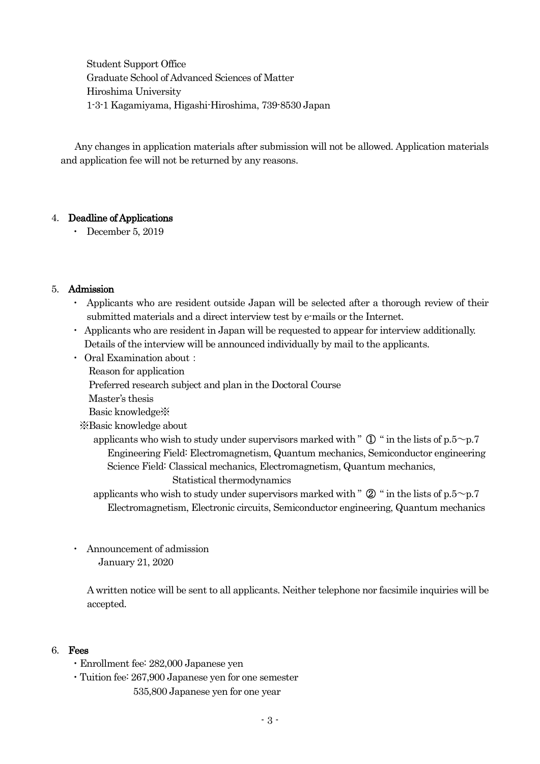Student Support Office
Graduate School of Advanced Sciences of Matter
Hiroshima University
1-3-1 Kagamiyama, Higashi-Hiroshima, 739-8530 Japan

Any changes in application materials after submission will not be allowed. Application materials and application fee will not be returned by any reasons.

## 4. Deadline of Applications

- December 5, 2019

## 5. Admission

- Applicants who are resident outside Japan will be selected after a thorough review of their submitted materials and a direct interview test by e-mails or the Internet.
- Applicants who are resident in Japan will be requested to appear for interview additionally. Details of the interview will be announced individually by mail to the applicants.
- Oral Examination about：
  - Reason for application
  - Preferred research subject and plan in the Doctoral Course
  - Master's thesis
  - Basic knowledge※

  ※Basic knowledge about

  applicants who wish to study under supervisors marked with " ① " in the lists of p.5～p.7
  - Engineering Field: Electromagnetism, Quantum mechanics, Semiconductor engineering
  - Science Field: Classical mechanics, Electromagnetism, Quantum mechanics, Statistical thermodynamics

  applicants who wish to study under supervisors marked with " ② " in the lists of p.5～p.7
  - Electromagnetism, Electronic circuits, Semiconductor engineering, Quantum mechanics

- Announcement of admission
  January 21, 2020

  A written notice will be sent to all applicants. Neither telephone nor facsimile inquiries will be accepted.

## 6. Fees

- Enrollment fee: 282,000 Japanese yen
- Tuition fee: 267,900 Japanese yen for one semester
  535,800 Japanese yen for one year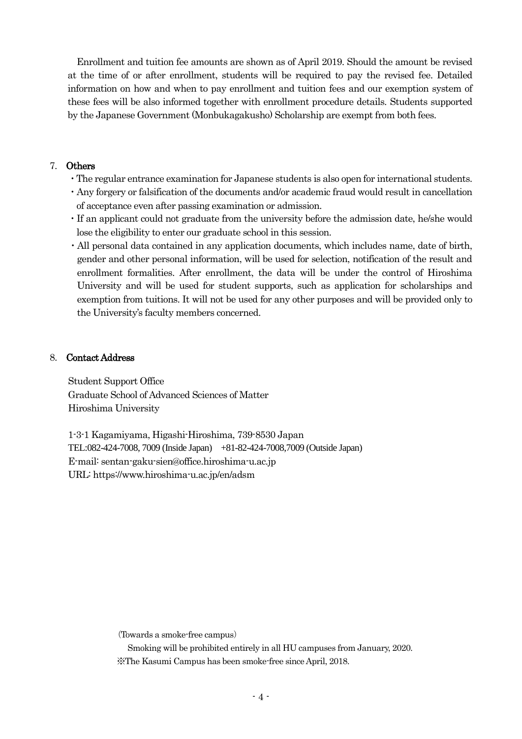Enrollment and tuition fee amounts are shown as of April 2019. Should the amount be revised at the time of or after enrollment, students will be required to pay the revised fee. Detailed information on how and when to pay enrollment and tuition fees and our exemption system of these fees will be also informed together with enrollment procedure details. Students supported by the Japanese Government (Monbukagakusho) Scholarship are exempt from both fees.

## 7. Others

- The regular entrance examination for Japanese students is also open for international students.
- Any forgery or falsification of the documents and/or academic fraud would result in cancellation of acceptance even after passing examination or admission.
- If an applicant could not graduate from the university before the admission date, he/she would lose the eligibility to enter our graduate school in this session.
- All personal data contained in any application documents, which includes name, date of birth, gender and other personal information, will be used for selection, notification of the result and enrollment formalities. After enrollment, the data will be under the control of Hiroshima University and will be used for student supports, such as application for scholarships and exemption from tuitions. It will not be used for any other purposes and will be provided only to the University's faculty members concerned.

## 8. Contact Address

Student Support Office
Graduate School of Advanced Sciences of Matter
Hiroshima University

1-3-1 Kagamiyama, Higashi-Hiroshima, 739-8530 Japan
TEL:082-424-7008, 7009 (Inside Japan)　+81-82-424-7008,7009 (Outside Japan)
E-mail: sentan-gaku-sien@office.hiroshima-u.ac.jp
URL: https://www.hiroshima-u.ac.jp/en/adsm

(Towards a smoke-free campus)

Smoking will be prohibited entirely in all HU campuses from January, 2020.
※The Kasumi Campus has been smoke-free since April, 2018.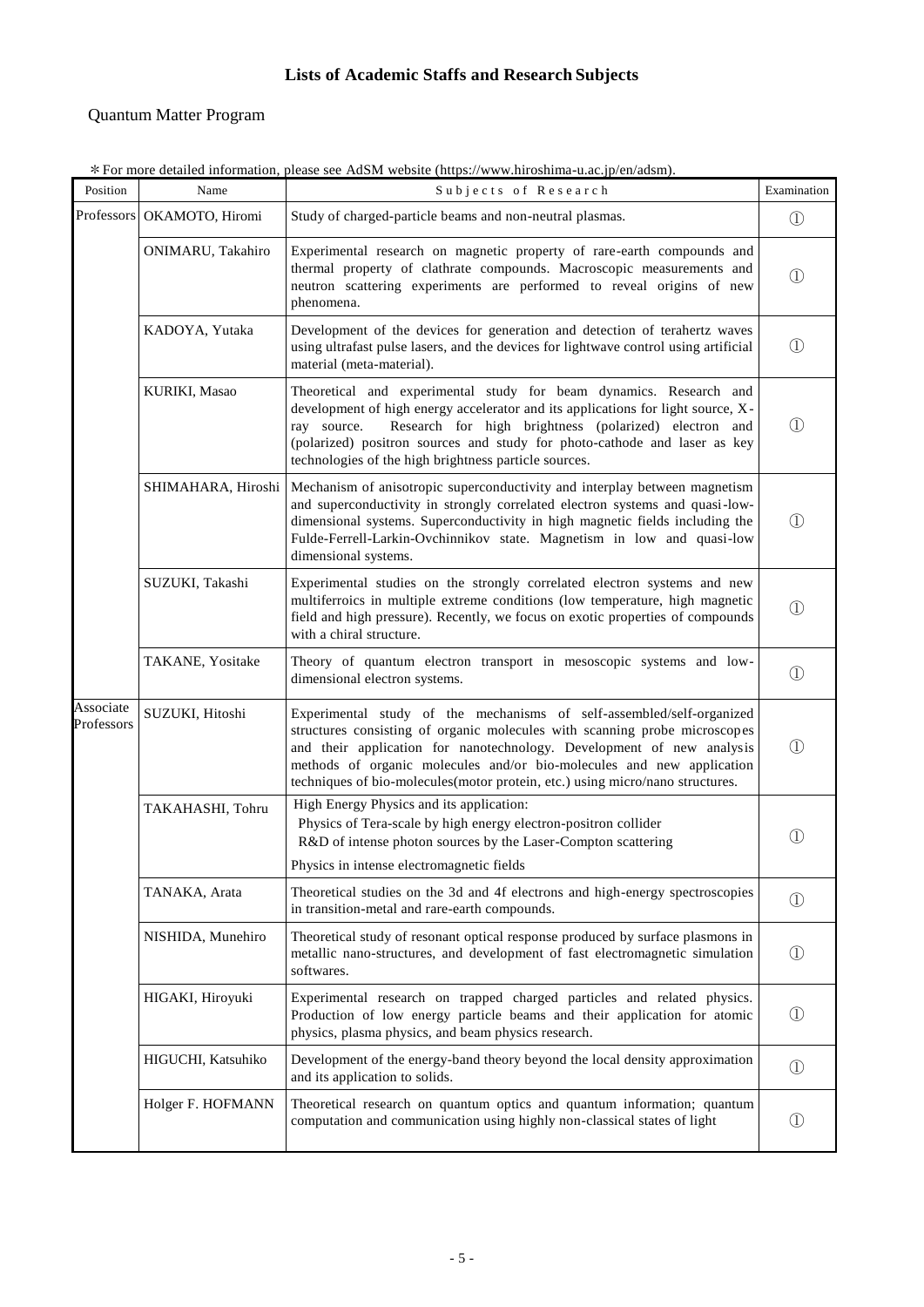# Lists of Academic Staffs and Research Subjects

## Quantum Matter Program

＊For more detailed information, please see AdSM website (https://www.hiroshima-u.ac.jp/en/adsm).

| Position | Name | Subjects of Research | Examination |
|---|---|---|---|
| Professors | OKAMOTO, Hiromi | Study of charged-particle beams and non-neutral plasmas. | ① |
| | ONIMARU, Takahiro | Experimental research on magnetic property of rare-earth compounds and thermal property of clathrate compounds. Macroscopic measurements and neutron scattering experiments are performed to reveal origins of new phenomena. | ① |
| | KADOYA, Yutaka | Development of the devices for generation and detection of terahertz waves using ultrafast pulse lasers, and the devices for lightwave control using artificial material (meta-material). | ① |
| | KURIKI, Masao | Theoretical and experimental study for beam dynamics. Research and development of high energy accelerator and its applications for light source, X-ray source. Research for high brightness (polarized) electron and (polarized) positron sources and study for photo-cathode and laser as key technologies of the high brightness particle sources. | ① |
| | SHIMAHARA, Hiroshi | Mechanism of anisotropic superconductivity and interplay between magnetism and superconductivity in strongly correlated electron systems and quasi-low-dimensional systems. Superconductivity in high magnetic fields including the Fulde-Ferrell-Larkin-Ovchinnikov state. Magnetism in low and quasi-low dimensional systems. | ① |
| | SUZUKI, Takashi | Experimental studies on the strongly correlated electron systems and new multiferroics in multiple extreme conditions (low temperature, high magnetic field and high pressure). Recently, we focus on exotic properties of compounds with a chiral structure. | ① |
| | TAKANE, Yositake | Theory of quantum electron transport in mesoscopic systems and low-dimensional electron systems. | ① |
| Associate Professors | SUZUKI, Hitoshi | Experimental study of the mechanisms of self-assembled/self-organized structures consisting of organic molecules with scanning probe microscopes and their application for nanotechnology. Development of new analysis methods of organic molecules and/or bio-molecules and new application techniques of bio-molecules(motor protein, etc.) using micro/nano structures. | ① |
| | TAKAHASHI, Tohru | High Energy Physics and its application: Physics of Tera-scale by high energy electron-positron collider; R&D of intense photon sources by the Laser-Compton scattering; Physics in intense electromagnetic fields | ① |
| | TANAKA, Arata | Theoretical studies on the 3d and 4f electrons and high-energy spectroscopies in transition-metal and rare-earth compounds. | ① |
| | NISHIDA, Munehiro | Theoretical study of resonant optical response produced by surface plasmons in metallic nano-structures, and development of fast electromagnetic simulation softwares. | ① |
| | HIGAKI, Hiroyuki | Experimental research on trapped charged particles and related physics. Production of low energy particle beams and their application for atomic physics, plasma physics, and beam physics research. | ① |
| | HIGUCHI, Katsuhiko | Development of the energy-band theory beyond the local density approximation and its application to solids. | ① |
| | Holger F. HOFMANN | Theoretical research on quantum optics and quantum information; quantum computation and communication using highly non-classical states of light | ① |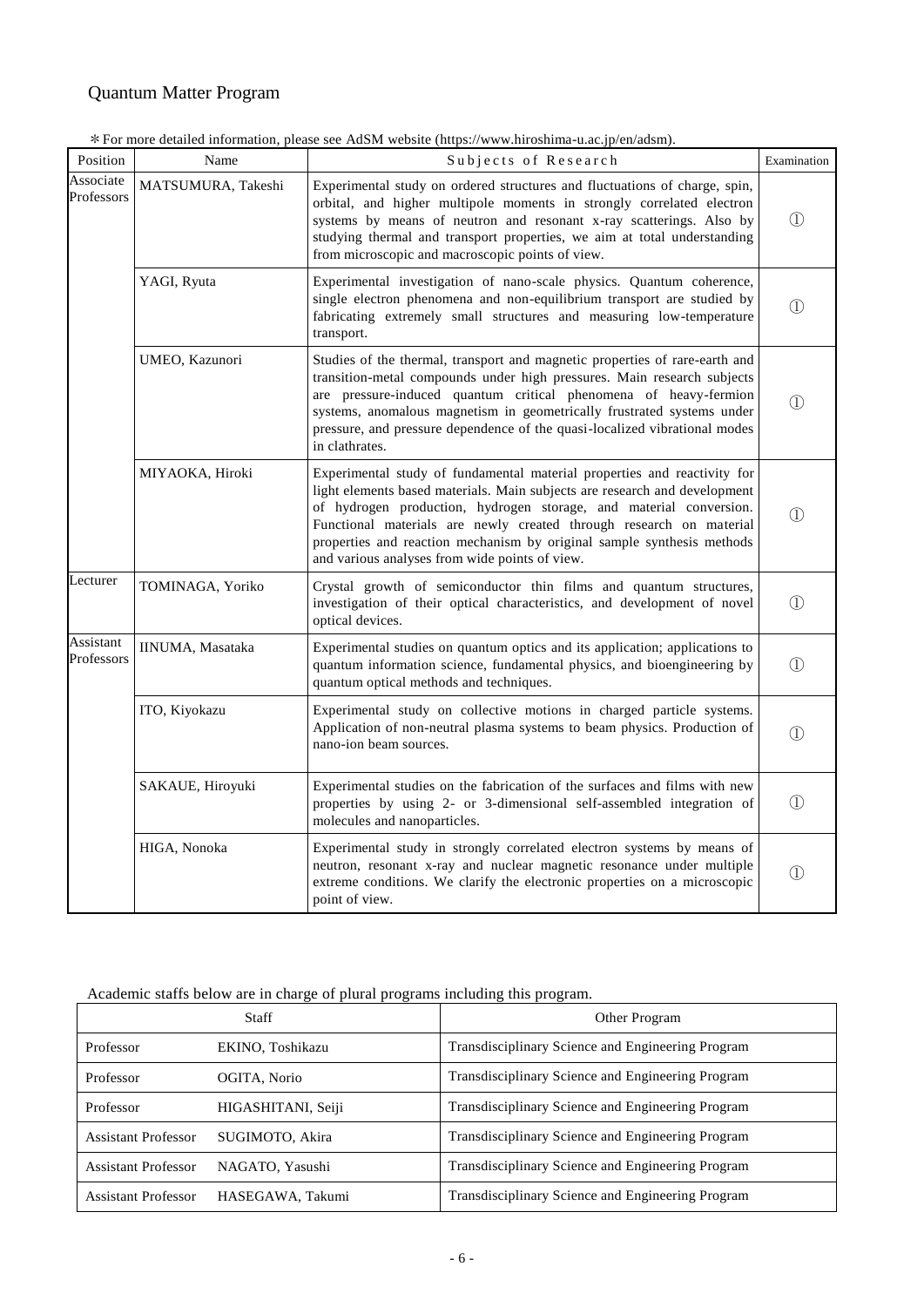## Quantum Matter Program

＊For more detailed information, please see AdSM website (https://www.hiroshima-u.ac.jp/en/adsm).

| Position | Name | Subjects of Research | Examination |
|---|---|---|---|
| Associate Professors | MATSUMURA, Takeshi | Experimental study on ordered structures and fluctuations of charge, spin, orbital, and higher multipole moments in strongly correlated electron systems by means of neutron and resonant x-ray scatterings. Also by studying thermal and transport properties, we aim at total understanding from microscopic and macroscopic points of view. | ① |
| | YAGI, Ryuta | Experimental investigation of nano-scale physics. Quantum coherence, single electron phenomena and non-equilibrium transport are studied by fabricating extremely small structures and measuring low-temperature transport. | ① |
| | UMEO, Kazunori | Studies of the thermal, transport and magnetic properties of rare-earth and transition-metal compounds under high pressures. Main research subjects are pressure-induced quantum critical phenomena of heavy-fermion systems, anomalous magnetism in geometrically frustrated systems under pressure, and pressure dependence of the quasi-localized vibrational modes in clathrates. | ① |
| | MIYAOKA, Hiroki | Experimental study of fundamental material properties and reactivity for light elements based materials. Main subjects are research and development of hydrogen production, hydrogen storage, and material conversion. Functional materials are newly created through research on material properties and reaction mechanism by original sample synthesis methods and various analyses from wide points of view. | ① |
| Lecturer | TOMINAGA, Yoriko | Crystal growth of semiconductor thin films and quantum structures, investigation of their optical characteristics, and development of novel optical devices. | ① |
| Assistant Professors | IINUMA, Masataka | Experimental studies on quantum optics and its application; applications to quantum information science, fundamental physics, and bioengineering by quantum optical methods and techniques. | ① |
| | ITO, Kiyokazu | Experimental study on collective motions in charged particle systems. Application of non-neutral plasma systems to beam physics. Production of nano-ion beam sources. | ① |
| | SAKAUE, Hiroyuki | Experimental studies on the fabrication of the surfaces and films with new properties by using 2- or 3-dimensional self-assembled integration of molecules and nanoparticles. | ① |
| | HIGA, Nonoka | Experimental study in strongly correlated electron systems by means of neutron, resonant x-ray and nuclear magnetic resonance under multiple extreme conditions. We clarify the electronic properties on a microscopic point of view. | ① |

Academic staffs below are in charge of plural programs including this program.

| Staff | | Other Program |
|---|---|---|
| Professor | EKINO, Toshikazu | Transdisciplinary Science and Engineering Program |
| Professor | OGITA, Norio | Transdisciplinary Science and Engineering Program |
| Professor | HIGASHITANI, Seiji | Transdisciplinary Science and Engineering Program |
| Assistant Professor | SUGIMOTO, Akira | Transdisciplinary Science and Engineering Program |
| Assistant Professor | NAGATO, Yasushi | Transdisciplinary Science and Engineering Program |
| Assistant Professor | HASEGAWA, Takumi | Transdisciplinary Science and Engineering Program |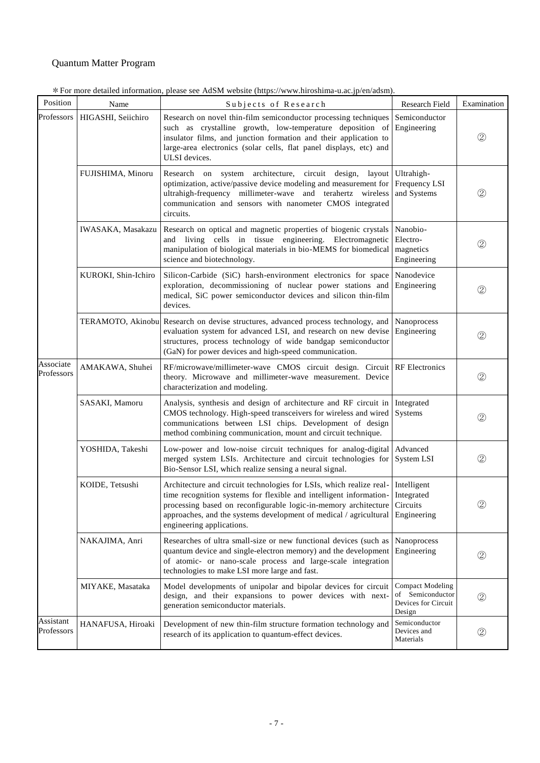## Quantum Matter Program

＊For more detailed information, please see AdSM website (https://www.hiroshima-u.ac.jp/en/adsm).

| Position | Name | Subjects of Research | Research Field | Examination |
|---|---|---|---|---|
| Professors | HIGASHI, Seiichiro | Research on novel thin-film semiconductor processing techniques such as crystalline growth, low-temperature deposition of insulator films, and junction formation and their application to large-area electronics (solar cells, flat panel displays, etc) and ULSI devices. | Semiconductor Engineering | ② |
| | FUJISHIMA, Minoru | Research on system architecture, circuit design, layout optimization, active/passive device modeling and measurement for ultrahigh-frequency millimeter-wave and terahertz wireless communication and sensors with nanometer CMOS integrated circuits. | Ultrahigh-Frequency LSI and Systems | ② |
| | IWASAKA, Masakazu | Research on optical and magnetic properties of biogenic crystals and living cells in tissue engineering. Electromagnetic manipulation of biological materials in bio-MEMS for biomedical science and biotechnology. | Nanobio-Electro-magnetics Engineering | ② |
| | KUROKI, Shin-Ichiro | Silicon-Carbide (SiC) harsh-environment electronics for space exploration, decommissioning of nuclear power stations and medical, SiC power semiconductor devices and silicon thin-film devices. | Nanodevice Engineering | ② |
| | TERAMOTO, Akinobu | Research on devise structures, advanced process technology, and evaluation system for advanced LSI, and research on new devise structures, process technology of wide bandgap semiconductor (GaN) for power devices and high-speed communication. | Nanoprocess Engineering | ② |
| Associate Professors | AMAKAWA, Shuhei | RF/microwave/millimeter-wave CMOS circuit design. Circuit theory. Microwave and millimeter-wave measurement. Device characterization and modeling. | RF Electronics | ② |
| | SASAKI, Mamoru | Analysis, synthesis and design of architecture and RF circuit in CMOS technology. High-speed transceivers for wireless and wired communications between LSI chips. Development of design method combining communication, mount and circuit technique. | Integrated Systems | ② |
| | YOSHIDA, Takeshi | Low-power and low-noise circuit techniques for analog-digital merged system LSIs. Architecture and circuit technologies for Bio-Sensor LSI, which realize sensing a neural signal. | Advanced System LSI | ② |
| | KOIDE, Tetsushi | Architecture and circuit technologies for LSIs, which realize real-time recognition systems for flexible and intelligent information-processing based on reconfigurable logic-in-memory architecture approaches, and the systems development of medical / agricultural engineering applications. | Intelligent Integrated Circuits Engineering | ② |
| | NAKAJIMA, Anri | Researches of ultra small-size or new functional devices (such as quantum device and single-electron memory) and the development of atomic- or nano-scale process and large-scale integration technologies to make LSI more large and fast. | Nanoprocess Engineering | ② |
| | MIYAKE, Masataka | Model developments of unipolar and bipolar devices for circuit design, and their expansions to power devices with next-generation semiconductor materials. | Compact Modeling of Semiconductor Devices for Circuit Design | ② |
| Assistant Professors | HANAFUSA, Hiroaki | Development of new thin-film structure formation technology and research of its application to quantum-effect devices. | Semiconductor Devices and Materials | ② |